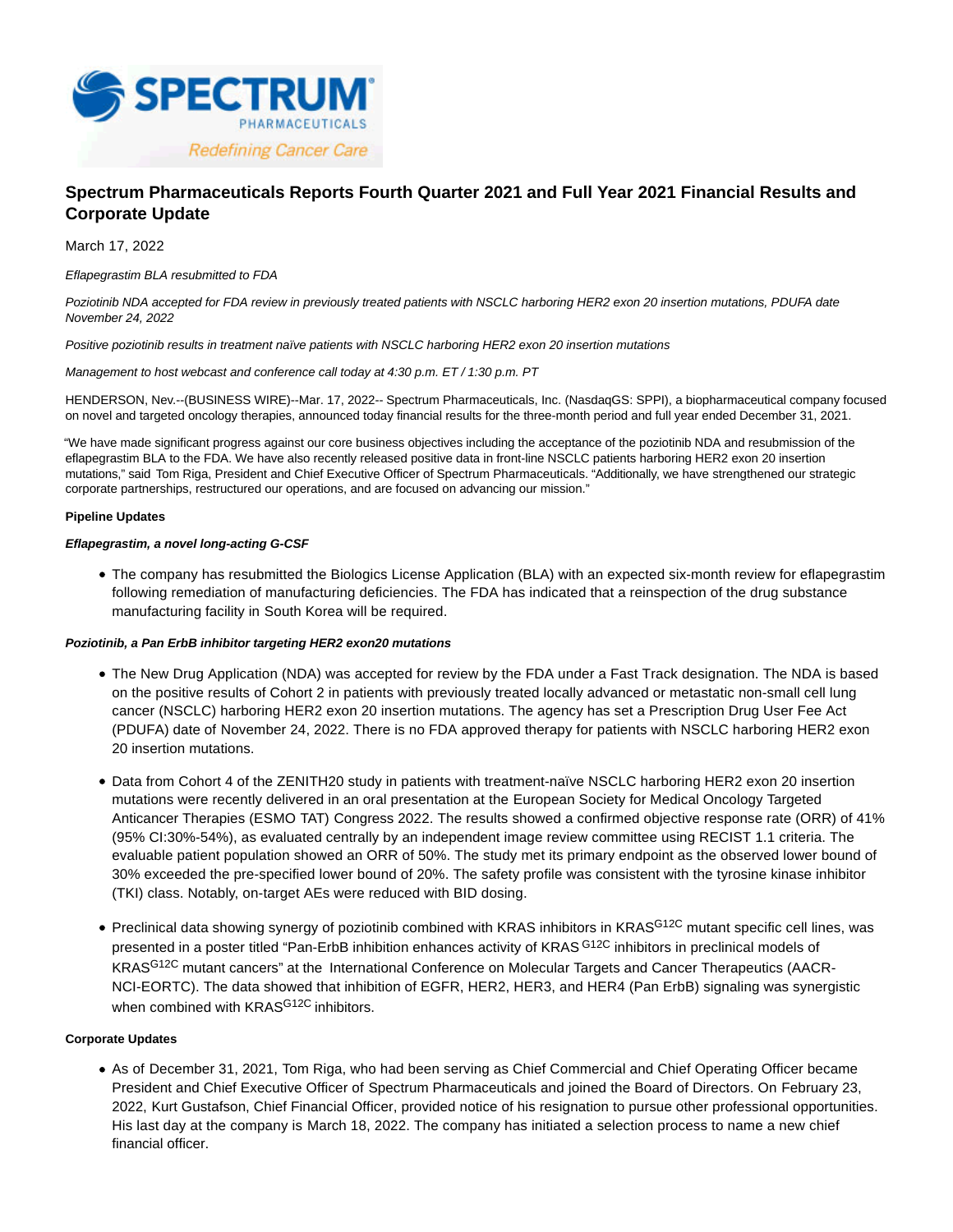# Spectrum Pharmaceuticals Reports Fourth Quarter 2021 and Full Year 2021 Financial Results and Corporate Update

March 17, 2022

*Eflapegrastim BLA resubmitted to FDA*

*Poziotinib NDA accepted for FDA review in previously treated patients with NSCLC harboring HER2 exon 20 insertion mutations, PDUFA date November 24, 2022*

*Positive poziotinib results in treatment naïve patients with NSCLC harboring HER2 exon 20 insertion mutations*

*Management to host webcast and conference call today at 4:30 p.m. ET / 1:30 p.m. PT*

HENDERSON, Nev.--(BUSINESS WIRE)--Mar. 17, 2022-- Spectrum Pharmaceuticals, Inc. (NasdaqGS: SPPI), a biopharmaceutical company focused on novel and targeted oncology therapies, announced today financial results for the three-month period and full year ended December 31, 2021.

"We have made significant progress against our core business objectives including the acceptance of the poziotinib NDA and resubmission of the eflapegrastim BLA to the FDA. We have also recently released positive data in front-line NSCLC patients harboring HER2 exon 20 insertion mutations," said Tom Riga, President and Chief Executive Officer of Spectrum Pharmaceuticals. "Additionally, we have strengthened our strategic corporate partnerships, restructured our operations, and are focused on advancing our mission."

**Pipeline Updates**

***Eflapegrastim, a novel long-acting G-CSF***

- The company has resubmitted the Biologics License Application (BLA) with an expected six-month review for eflapegrastim following remediation of manufacturing deficiencies. The FDA has indicated that a reinspection of the drug substance manufacturing facility in South Korea will be required.

***Poziotinib, a Pan ErbB inhibitor targeting HER2 exon20 mutations***

- The New Drug Application (NDA) was accepted for review by the FDA under a Fast Track designation. The NDA is based on the positive results of Cohort 2 in patients with previously treated locally advanced or metastatic non-small cell lung cancer (NSCLC) harboring HER2 exon 20 insertion mutations. The agency has set a Prescription Drug User Fee Act (PDUFA) date of November 24, 2022. There is no FDA approved therapy for patients with NSCLC harboring HER2 exon 20 insertion mutations.
- Data from Cohort 4 of the ZENITH20 study in patients with treatment-naïve NSCLC harboring HER2 exon 20 insertion mutations were recently delivered in an oral presentation at the European Society for Medical Oncology Targeted Anticancer Therapies (ESMO TAT) Congress 2022. The results showed a confirmed objective response rate (ORR) of 41% (95% CI:30%-54%), as evaluated centrally by an independent image review committee using RECIST 1.1 criteria. The evaluable patient population showed an ORR of 50%. The study met its primary endpoint as the observed lower bound of 30% exceeded the pre-specified lower bound of 20%. The safety profile was consistent with the tyrosine kinase inhibitor (TKI) class. Notably, on-target AEs were reduced with BID dosing.
- Preclinical data showing synergy of poziotinib combined with KRAS inhibitors in KRAS$^{G12C}$ mutant specific cell lines, was presented in a poster titled "Pan-ErbB inhibition enhances activity of KRAS $^{G12C}$ inhibitors in preclinical models of KRAS$^{G12C}$ mutant cancers" at the International Conference on Molecular Targets and Cancer Therapeutics (AACR-NCI-EORTC). The data showed that inhibition of EGFR, HER2, HER3, and HER4 (Pan ErbB) signaling was synergistic when combined with KRAS$^{G12C}$ inhibitors.

**Corporate Updates**

- As of December 31, 2021, Tom Riga, who had been serving as Chief Commercial and Chief Operating Officer became President and Chief Executive Officer of Spectrum Pharmaceuticals and joined the Board of Directors. On February 23, 2022, Kurt Gustafson, Chief Financial Officer, provided notice of his resignation to pursue other professional opportunities. His last day at the company is March 18, 2022. The company has initiated a selection process to name a new chief financial officer.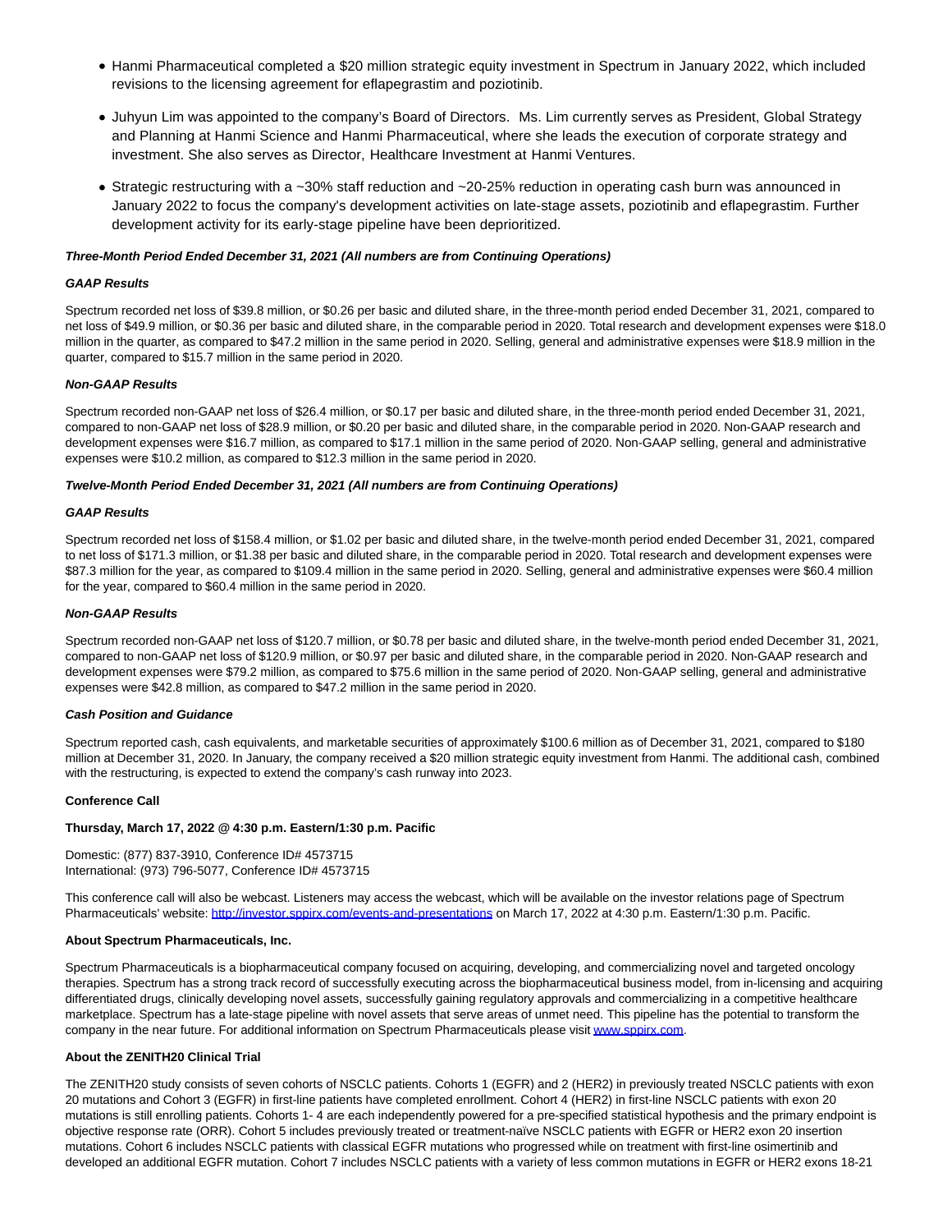- Hanmi Pharmaceutical completed a $20 million strategic equity investment in Spectrum in January 2022, which included revisions to the licensing agreement for eflapegrastim and poziotinib.
- Juhyun Lim was appointed to the company's Board of Directors. Ms. Lim currently serves as President, Global Strategy and Planning at Hanmi Science and Hanmi Pharmaceutical, where she leads the execution of corporate strategy and investment. She also serves as Director, Healthcare Investment at Hanmi Ventures.
- Strategic restructuring with a ~30% staff reduction and ~20-25% reduction in operating cash burn was announced in January 2022 to focus the company's development activities on late-stage assets, poziotinib and eflapegrastim. Further development activity for its early-stage pipeline have been deprioritized.

***Three-Month Period Ended December 31, 2021 (All numbers are from Continuing Operations)***

***GAAP Results***

Spectrum recorded net loss of $39.8 million, or $0.26 per basic and diluted share, in the three-month period ended December 31, 2021, compared to net loss of $49.9 million, or $0.36 per basic and diluted share, in the comparable period in 2020. Total research and development expenses were $18.0 million in the quarter, as compared to $47.2 million in the same period in 2020. Selling, general and administrative expenses were $18.9 million in the quarter, compared to $15.7 million in the same period in 2020.

***Non-GAAP Results***

Spectrum recorded non-GAAP net loss of $26.4 million, or $0.17 per basic and diluted share, in the three-month period ended December 31, 2021, compared to non-GAAP net loss of $28.9 million, or $0.20 per basic and diluted share, in the comparable period in 2020. Non-GAAP research and development expenses were $16.7 million, as compared to $17.1 million in the same period of 2020. Non-GAAP selling, general and administrative expenses were $10.2 million, as compared to $12.3 million in the same period in 2020.

***Twelve-Month Period Ended December 31, 2021 (All numbers are from Continuing Operations)***

***GAAP Results***

Spectrum recorded net loss of $158.4 million, or $1.02 per basic and diluted share, in the twelve-month period ended December 31, 2021, compared to net loss of $171.3 million, or $1.38 per basic and diluted share, in the comparable period in 2020. Total research and development expenses were $87.3 million for the year, as compared to $109.4 million in the same period in 2020. Selling, general and administrative expenses were $60.4 million for the year, compared to $60.4 million in the same period in 2020.

***Non-GAAP Results***

Spectrum recorded non-GAAP net loss of $120.7 million, or $0.78 per basic and diluted share, in the twelve-month period ended December 31, 2021, compared to non-GAAP net loss of $120.9 million, or $0.97 per basic and diluted share, in the comparable period in 2020. Non-GAAP research and development expenses were $79.2 million, as compared to $75.6 million in the same period of 2020. Non-GAAP selling, general and administrative expenses were $42.8 million, as compared to $47.2 million in the same period in 2020.

***Cash Position and Guidance***

Spectrum reported cash, cash equivalents, and marketable securities of approximately $100.6 million as of December 31, 2021, compared to $180 million at December 31, 2020. In January, the company received a $20 million strategic equity investment from Hanmi. The additional cash, combined with the restructuring, is expected to extend the company's cash runway into 2023.

**Conference Call**

**Thursday, March 17, 2022 @ 4:30 p.m. Eastern/1:30 p.m. Pacific**

Domestic: (877) 837-3910, Conference ID# 4573715
International: (973) 796-5077, Conference ID# 4573715

This conference call will also be webcast. Listeners may access the webcast, which will be available on the investor relations page of Spectrum Pharmaceuticals' website: http://investor.sppirx.com/events-and-presentations on March 17, 2022 at 4:30 p.m. Eastern/1:30 p.m. Pacific.

**About Spectrum Pharmaceuticals, Inc.**

Spectrum Pharmaceuticals is a biopharmaceutical company focused on acquiring, developing, and commercializing novel and targeted oncology therapies. Spectrum has a strong track record of successfully executing across the biopharmaceutical business model, from in-licensing and acquiring differentiated drugs, clinically developing novel assets, successfully gaining regulatory approvals and commercializing in a competitive healthcare marketplace. Spectrum has a late-stage pipeline with novel assets that serve areas of unmet need. This pipeline has the potential to transform the company in the near future. For additional information on Spectrum Pharmaceuticals please visit www.sppirx.com.

**About the ZENITH20 Clinical Trial**

The ZENITH20 study consists of seven cohorts of NSCLC patients. Cohorts 1 (EGFR) and 2 (HER2) in previously treated NSCLC patients with exon 20 mutations and Cohort 3 (EGFR) in first-line patients have completed enrollment. Cohort 4 (HER2) in first-line NSCLC patients with exon 20 mutations is still enrolling patients. Cohorts 1- 4 are each independently powered for a pre-specified statistical hypothesis and the primary endpoint is objective response rate (ORR). Cohort 5 includes previously treated or treatment-naïve NSCLC patients with EGFR or HER2 exon 20 insertion mutations. Cohort 6 includes NSCLC patients with classical EGFR mutations who progressed while on treatment with first-line osimertinib and developed an additional EGFR mutation. Cohort 7 includes NSCLC patients with a variety of less common mutations in EGFR or HER2 exons 18-21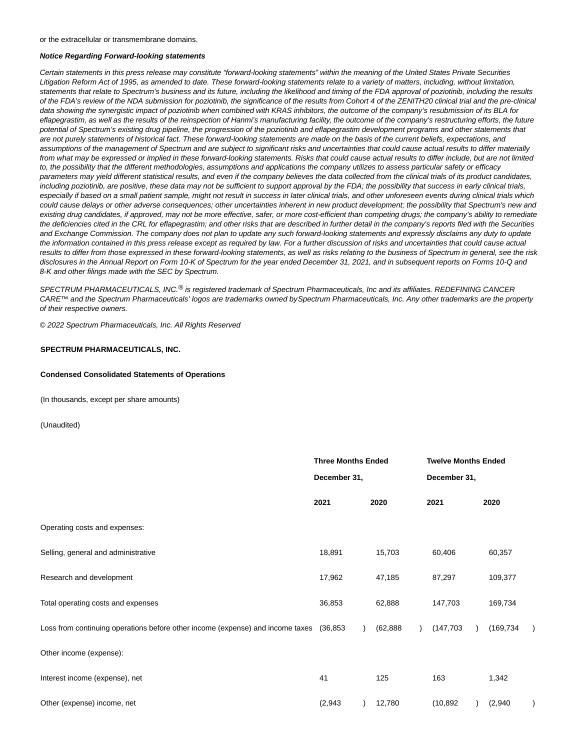or the extracellular or transmembrane domains.

***Notice Regarding Forward-looking statements***

*Certain statements in this press release may constitute “forward-looking statements” within the meaning of the United States Private Securities Litigation Reform Act of 1995, as amended to date. These forward-looking statements relate to a variety of matters, including, without limitation, statements that relate to Spectrum’s business and its future, including the likelihood and timing of the FDA approval of poziotinib, including the results of the FDA’s review of the NDA submission for poziotinib, the significance of the results from Cohort 4 of the ZENITH20 clinical trial and the pre-clinical data showing the synergistic impact of poziotinib when combined with KRAS inhibitors, the outcome of the company’s resubmission of its BLA for eflapegrastim, as well as the results of the reinspection of Hanmi’s manufacturing facility, the outcome of the company’s restructuring efforts, the future potential of Spectrum’s existing drug pipeline, the progression of the poziotinib and eflapegrastim development programs and other statements that are not purely statements of historical fact. These forward-looking statements are made on the basis of the current beliefs, expectations, and assumptions of the management of Spectrum and are subject to significant risks and uncertainties that could cause actual results to differ materially from what may be expressed or implied in these forward-looking statements. Risks that could cause actual results to differ include, but are not limited to, the possibility that the different methodologies, assumptions and applications the company utilizes to assess particular safety or efficacy parameters may yield different statistical results, and even if the company believes the data collected from the clinical trials of its product candidates, including poziotinib, are positive, these data may not be sufficient to support approval by the FDA; the possibility that success in early clinical trials, especially if based on a small patient sample, might not result in success in later clinical trials, and other unforeseen events during clinical trials which could cause delays or other adverse consequences; other uncertainties inherent in new product development; the possibility that Spectrum's new and existing drug candidates, if approved, may not be more effective, safer, or more cost-efficient than competing drugs; the company’s ability to remediate the deficiencies cited in the CRL for eflapegrastim; and other risks that are described in further detail in the company's reports filed with the Securities and Exchange Commission. The company does not plan to update any such forward-looking statements and expressly disclaims any duty to update the information contained in this press release except as required by law. For a further discussion of risks and uncertainties that could cause actual results to differ from those expressed in these forward-looking statements, as well as risks relating to the business of Spectrum in general, see the risk disclosures in the Annual Report on Form 10-K of Spectrum for the year ended December 31, 2021, and in subsequent reports on Forms 10-Q and 8-K and other filings made with the SEC by Spectrum.*

*SPECTRUM PHARMACEUTICALS, INC.® is registered trademark of Spectrum Pharmaceuticals, Inc and its affiliates. REDEFINING CANCER CARE™ and the Spectrum Pharmaceuticals’ logos are trademarks owned bySpectrum Pharmaceuticals, Inc. Any other trademarks are the property of their respective owners.*

*© 2022 Spectrum Pharmaceuticals, Inc. All Rights Reserved*

**SPECTRUM PHARMACEUTICALS, INC.**

**Condensed Consolidated Statements of Operations**

(In thousands, except per share amounts)

(Unaudited)

| | **Three Months Ended December 31,** | | **Twelve Months Ended December 31,** | |
|---|---|---|---|---|
| | **2021** | **2020** | **2021** | **2020** |
| Operating costs and expenses: | | | | |
| Selling, general and administrative | 18,891 | 15,703 | 60,406 | 60,357 |
| Research and development | 17,962 | 47,185 | 87,297 | 109,377 |
| Total operating costs and expenses | 36,853 | 62,888 | 147,703 | 169,734 |
| Loss from continuing operations before other income (expense) and income taxes | (36,853) | (62,888) | (147,703) | (169,734) |
| Other income (expense): | | | | |
| Interest income (expense), net | 41 | 125 | 163 | 1,342 |
| Other (expense) income, net | (2,943) | 12,780 | (10,892) | (2,940) |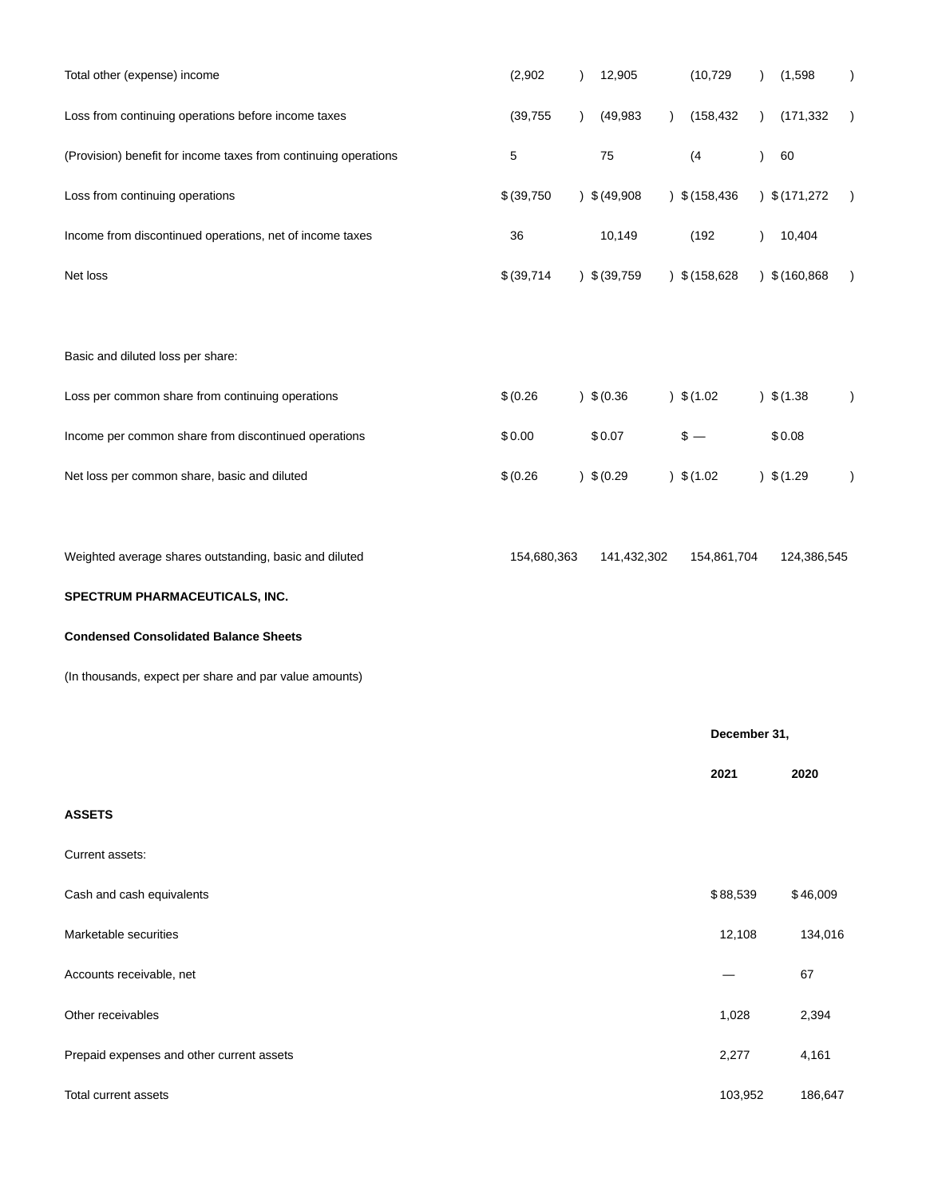| | | | | |
|---|---|---|---|---|
| Total other (expense) income | (2,902 ) | 12,905 | (10,729 ) | (1,598 ) |
| Loss from continuing operations before income taxes | (39,755 ) | (49,983 ) | (158,432 ) | (171,332 ) |
| (Provision) benefit for income taxes from continuing operations | 5 | 75 | (4 ) | 60 |
| Loss from continuing operations | $ (39,750 ) | $ (49,908 ) | $ (158,436 ) | $ (171,272 ) |
| Income from discontinued operations, net of income taxes | 36 | 10,149 | (192 ) | 10,404 |
| Net loss | $ (39,714 ) | $ (39,759 ) | $ (158,628 ) | $ (160,868 ) |
| | | | | |
| Basic and diluted loss per share: | | | | |
| Loss per common share from continuing operations | $ (0.26 ) | $ (0.36 ) | $ (1.02 ) | $ (1.38 ) |
| Income per common share from discontinued operations | $ 0.00 | $ 0.07 | $ — | $ 0.08 |
| Net loss per common share, basic and diluted | $ (0.26 ) | $ (0.29 ) | $ (1.02 ) | $ (1.29 ) |
| | | | | |
| Weighted average shares outstanding, basic and diluted | 154,680,363 | 141,432,302 | 154,861,704 | 124,386,545 |

**SPECTRUM PHARMACEUTICALS, INC.**

**Condensed Consolidated Balance Sheets**

(In thousands, expect per share and par value amounts)

| | December 31, | |
|---|---|---|
| | **2021** | **2020** |
| **ASSETS** | | |
| Current assets: | | |
| Cash and cash equivalents | $ 88,539 | $ 46,009 |
| Marketable securities | 12,108 | 134,016 |
| Accounts receivable, net | — | 67 |
| Other receivables | 1,028 | 2,394 |
| Prepaid expenses and other current assets | 2,277 | 4,161 |
| Total current assets | 103,952 | 186,647 |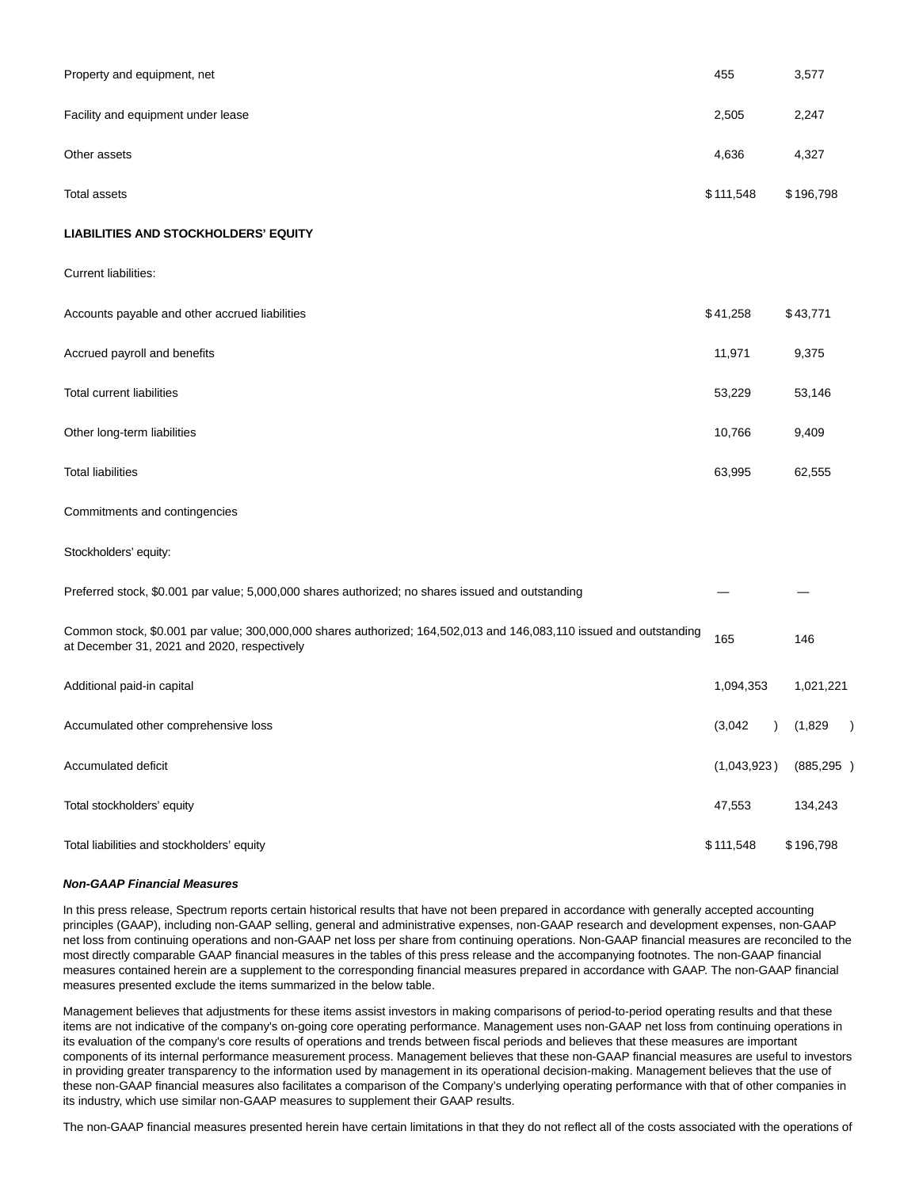| | | |
|---|---|---|
| Property and equipment, net | 455 | 3,577 |
| Facility and equipment under lease | 2,505 | 2,247 |
| Other assets | 4,636 | 4,327 |
| Total assets | $ 111,548 | $ 196,798 |
| **LIABILITIES AND STOCKHOLDERS' EQUITY** | | |
| Current liabilities: | | |
| Accounts payable and other accrued liabilities | $ 41,258 | $ 43,771 |
| Accrued payroll and benefits | 11,971 | 9,375 |
| Total current liabilities | 53,229 | 53,146 |
| Other long-term liabilities | 10,766 | 9,409 |
| Total liabilities | 63,995 | 62,555 |
| Commitments and contingencies | | |
| Stockholders' equity: | | |
| Preferred stock, $0.001 par value; 5,000,000 shares authorized; no shares issued and outstanding | — | — |
| Common stock, $0.001 par value; 300,000,000 shares authorized; 164,502,013 and 146,083,110 issued and outstanding at December 31, 2021 and 2020, respectively | 165 | 146 |
| Additional paid-in capital | 1,094,353 | 1,021,221 |
| Accumulated other comprehensive loss | (3,042 ) | (1,829 ) |
| Accumulated deficit | (1,043,923 ) | (885,295 ) |
| Total stockholders' equity | 47,553 | 134,243 |
| Total liabilities and stockholders' equity | $ 111,548 | $ 196,798 |

***Non-GAAP Financial Measures***

In this press release, Spectrum reports certain historical results that have not been prepared in accordance with generally accepted accounting principles (GAAP), including non-GAAP selling, general and administrative expenses, non-GAAP research and development expenses, non-GAAP net loss from continuing operations and non-GAAP net loss per share from continuing operations. Non-GAAP financial measures are reconciled to the most directly comparable GAAP financial measures in the tables of this press release and the accompanying footnotes. The non-GAAP financial measures contained herein are a supplement to the corresponding financial measures prepared in accordance with GAAP. The non-GAAP financial measures presented exclude the items summarized in the below table.

Management believes that adjustments for these items assist investors in making comparisons of period-to-period operating results and that these items are not indicative of the company's on-going core operating performance. Management uses non-GAAP net loss from continuing operations in its evaluation of the company's core results of operations and trends between fiscal periods and believes that these measures are important components of its internal performance measurement process. Management believes that these non-GAAP financial measures are useful to investors in providing greater transparency to the information used by management in its operational decision-making. Management believes that the use of these non-GAAP financial measures also facilitates a comparison of the Company's underlying operating performance with that of other companies in its industry, which use similar non-GAAP measures to supplement their GAAP results.

The non-GAAP financial measures presented herein have certain limitations in that they do not reflect all of the costs associated with the operations of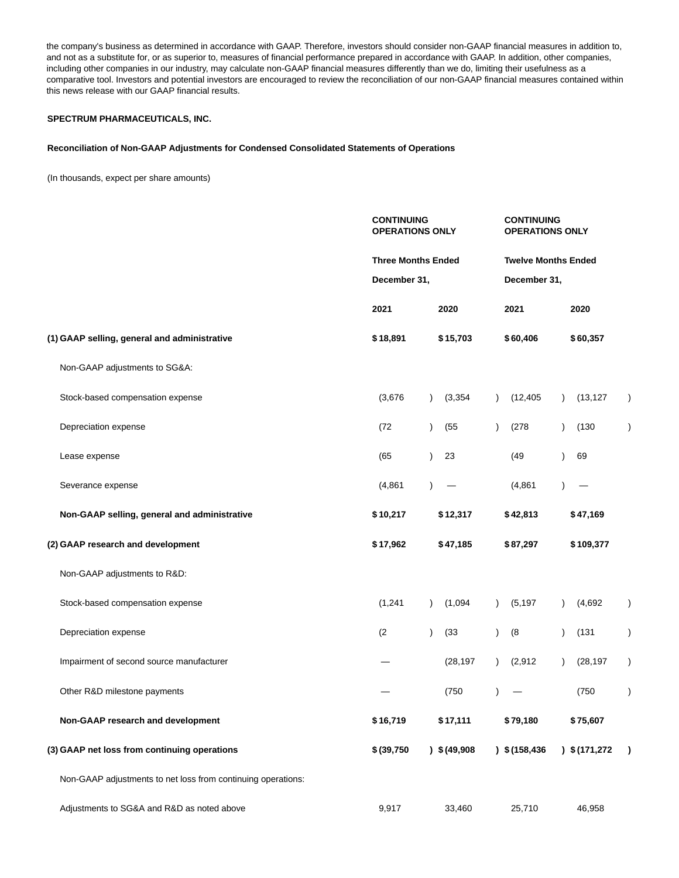the company's business as determined in accordance with GAAP. Therefore, investors should consider non-GAAP financial measures in addition to, and not as a substitute for, or as superior to, measures of financial performance prepared in accordance with GAAP. In addition, other companies, including other companies in our industry, may calculate non-GAAP financial measures differently than we do, limiting their usefulness as a comparative tool. Investors and potential investors are encouraged to review the reconciliation of our non-GAAP financial measures contained within this news release with our GAAP financial results.

**SPECTRUM PHARMACEUTICALS, INC.**

**Reconciliation of Non-GAAP Adjustments for Condensed Consolidated Statements of Operations**

(In thousands, expect per share amounts)

| | **CONTINUING OPERATIONS ONLY** | | **CONTINUING OPERATIONS ONLY** | |
|---|---|---|---|---|
| | **Three Months Ended December 31,** | | **Twelve Months Ended December 31,** | |
| | **2021** | **2020** | **2021** | **2020** |
| **(1) GAAP selling, general and administrative** | **$ 18,891** | **$ 15,703** | **$ 60,406** | **$ 60,357** |
| Non-GAAP adjustments to SG&A: | | | | |
| Stock-based compensation expense | (3,676) | (3,354) | (12,405) | (13,127) |
| Depreciation expense | (72) | (55) | (278) | (130) |
| Lease expense | (65) | 23 | (49) | 69 |
| Severance expense | (4,861) | — | (4,861) | — |
| **Non-GAAP selling, general and administrative** | **$ 10,217** | **$ 12,317** | **$ 42,813** | **$ 47,169** |
| **(2) GAAP research and development** | **$ 17,962** | **$ 47,185** | **$ 87,297** | **$ 109,377** |
| Non-GAAP adjustments to R&D: | | | | |
| Stock-based compensation expense | (1,241) | (1,094) | (5,197) | (4,692) |
| Depreciation expense | (2) | (33) | (8) | (131) |
| Impairment of second source manufacturer | — | (28,197) | (2,912) | (28,197) |
| Other R&D milestone payments | — | (750) | — | (750) |
| **Non-GAAP research and development** | **$ 16,719** | **$ 17,111** | **$ 79,180** | **$ 75,607** |
| **(3) GAAP net loss from continuing operations** | **$ (39,750)** | **$ (49,908)** | **$ (158,436)** | **$ (171,272)** |
| Non-GAAP adjustments to net loss from continuing operations: | | | | |
| Adjustments to SG&A and R&D as noted above | 9,917 | 33,460 | 25,710 | 46,958 |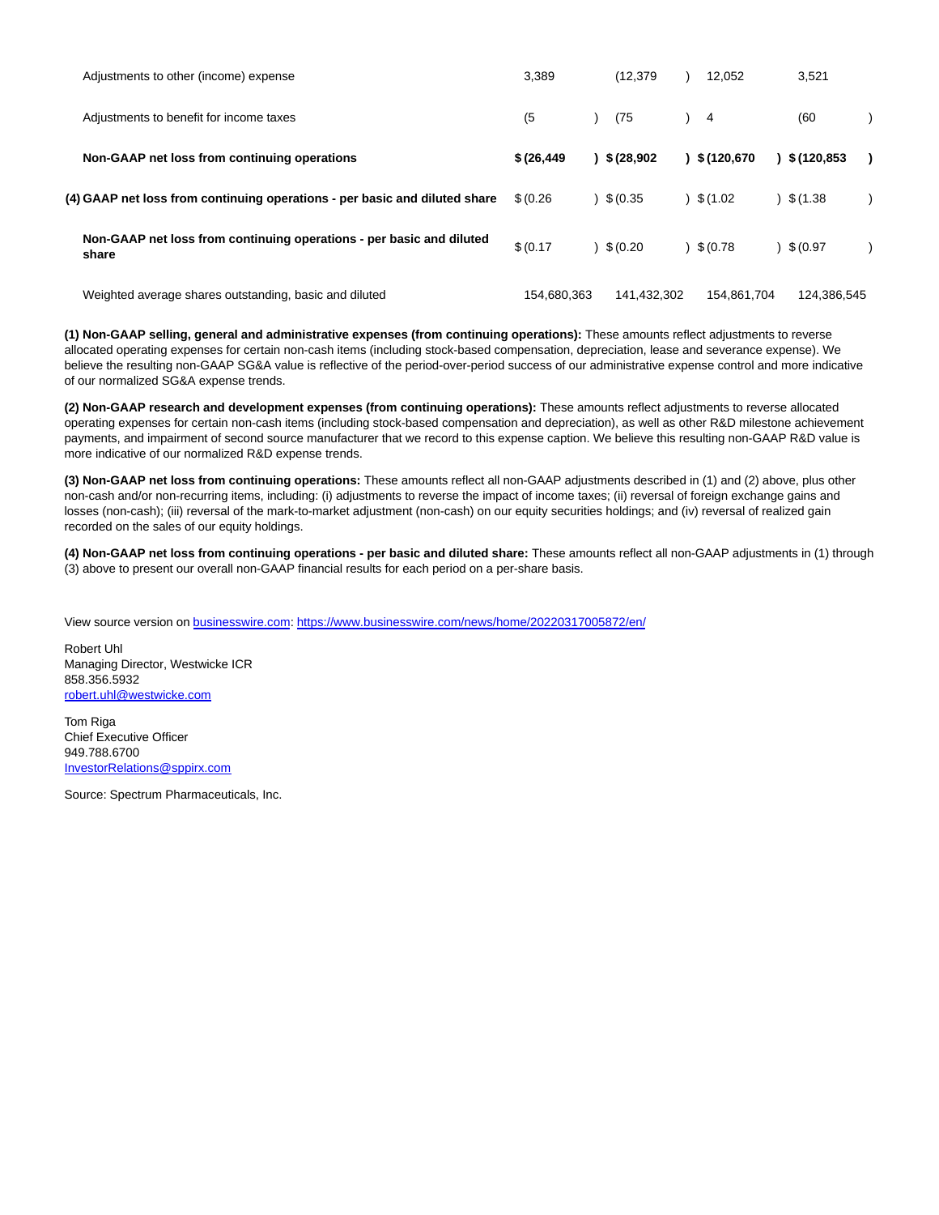| | | | | |
|---|---|---|---|---|
| Adjustments to other (income) expense | 3,389 | (12,379) | 12,052 | 3,521 |
| Adjustments to benefit for income taxes | (5) | (75) | 4 | (60) |
| **Non-GAAP net loss from continuing operations** | **$ (26,449)** | **$ (28,902)** | **$ (120,670)** | **$ (120,853)** |
| **(4) GAAP net loss from continuing operations - per basic and diluted share** | $ (0.26) | $ (0.35) | $ (1.02) | $ (1.38) |
| **Non-GAAP net loss from continuing operations - per basic and diluted share** | $ (0.17) | $ (0.20) | $ (0.78) | $ (0.97) |
| Weighted average shares outstanding, basic and diluted | 154,680,363 | 141,432,302 | 154,861,704 | 124,386,545 |

**(1) Non-GAAP selling, general and administrative expenses (from continuing operations):** These amounts reflect adjustments to reverse allocated operating expenses for certain non-cash items (including stock-based compensation, depreciation, lease and severance expense). We believe the resulting non-GAAP SG&A value is reflective of the period-over-period success of our administrative expense control and more indicative of our normalized SG&A expense trends.

**(2) Non-GAAP research and development expenses (from continuing operations):** These amounts reflect adjustments to reverse allocated operating expenses for certain non-cash items (including stock-based compensation and depreciation), as well as other R&D milestone achievement payments, and impairment of second source manufacturer that we record to this expense caption. We believe this resulting non-GAAP R&D value is more indicative of our normalized R&D expense trends.

**(3) Non-GAAP net loss from continuing operations:** These amounts reflect all non-GAAP adjustments described in (1) and (2) above, plus other non-cash and/or non-recurring items, including: (i) adjustments to reverse the impact of income taxes; (ii) reversal of foreign exchange gains and losses (non-cash); (iii) reversal of the mark-to-market adjustment (non-cash) on our equity securities holdings; and (iv) reversal of realized gain recorded on the sales of our equity holdings.

**(4) Non-GAAP net loss from continuing operations - per basic and diluted share:** These amounts reflect all non-GAAP adjustments in (1) through (3) above to present our overall non-GAAP financial results for each period on a per-share basis.

View source version on businesswire.com: https://www.businesswire.com/news/home/20220317005872/en/

Robert Uhl
Managing Director, Westwicke ICR
858.356.5932
robert.uhl@westwicke.com

Tom Riga
Chief Executive Officer
949.788.6700
InvestorRelations@sppirx.com

Source: Spectrum Pharmaceuticals, Inc.